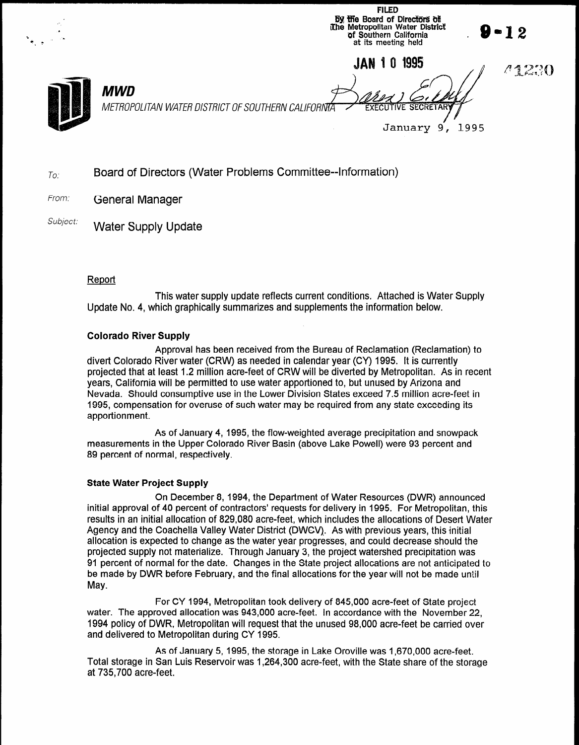FILED
By the Board of Directors of
The Metropolitan Water District
of Southern California
at its meeting held

JAN 10 1995

EXECUTIVE SECRETARY

9-12

41230

**MWD**

*METROPOLITAN WATER DISTRICT OF SOUTHERN CALIFORNIA*

January 9, 1995

*To:* Board of Directors (Water Problems Committee--Information)

*From:* General Manager

*Subject:* Water Supply Update

Report

This water supply update reflects current conditions. Attached is Water Supply Update No. 4, which graphically summarizes and supplements the information below.

**Colorado River Supply**

Approval has been received from the Bureau of Reclamation (Reclamation) to divert Colorado River water (CRW) as needed in calendar year (CY) 1995. It is currently projected that at least 1.2 million acre-feet of CRW will be diverted by Metropolitan. As in recent years, California will be permitted to use water apportioned to, but unused by Arizona and Nevada. Should consumptive use in the Lower Division States exceed 7.5 million acre-feet in 1995, compensation for overuse of such water may be required from any state exceeding its apportionment.

As of January 4, 1995, the flow-weighted average precipitation and snowpack measurements in the Upper Colorado River Basin (above Lake Powell) were 93 percent and 89 percent of normal, respectively.

**State Water Project Supply**

On December 8, 1994, the Department of Water Resources (DWR) announced initial approval of 40 percent of contractors' requests for delivery in 1995. For Metropolitan, this results in an initial allocation of 829,080 acre-feet, which includes the allocations of Desert Water Agency and the Coachella Valley Water District (CVWD). As with previous years, this initial allocation is expected to change as the water year progresses, and could decrease should the projected supply not materialize. Through January 3, the project watershed precipitation was 91 percent of normal for the date. Changes in the State project allocations are not anticipated to be made by DWR before February, and the final allocations for the year will not be made until May.

For CY 1994, Metropolitan took delivery of 845,000 acre-feet of State project water. The approved allocation was 943,000 acre-feet. In accordance with the November 22, 1994 policy of DWR, Metropolitan will request that the unused 98,000 acre-feet be carried over and delivered to Metropolitan during CY 1995.

As of January 5, 1995, the storage in Lake Oroville was 1,670,000 acre-feet. Total storage in San Luis Reservoir was 1,264,300 acre-feet, with the State share of the storage at 735,700 acre-feet.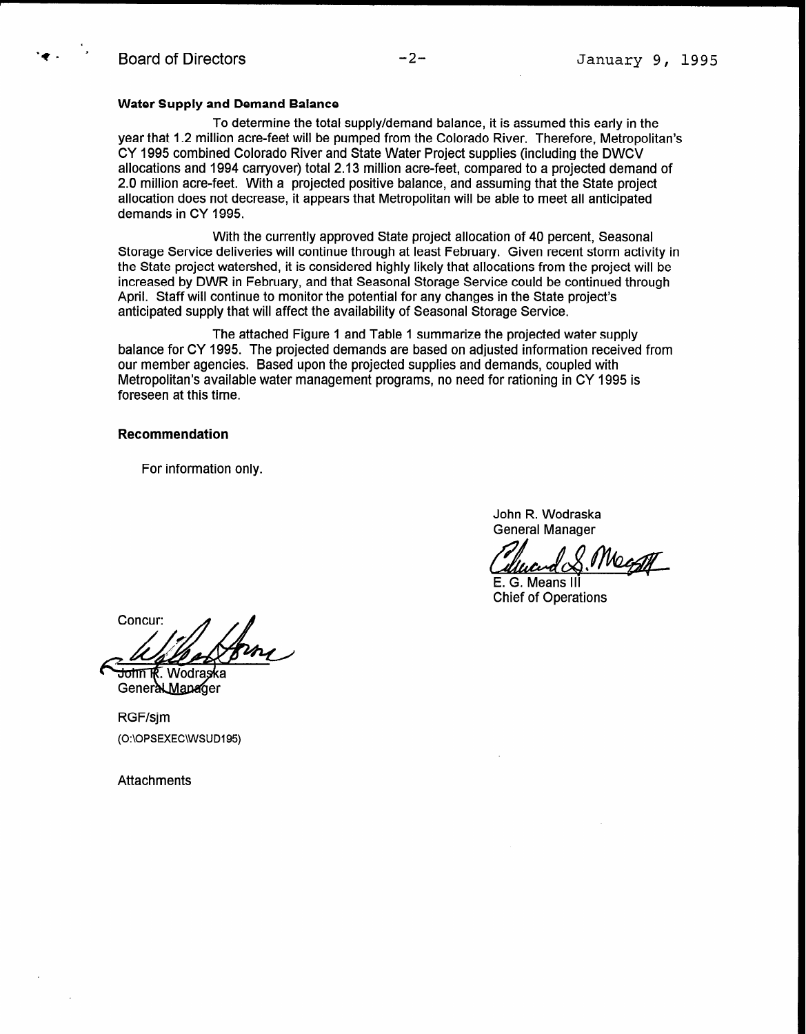**Water Supply and Demand Balance**

To determine the total supply/demand balance, it is assumed this early in the year that 1.2 million acre-feet will be pumped from the Colorado River. Therefore, Metropolitan's CY 1995 combined Colorado River and State Water Project supplies (including the DWCV allocations and 1994 carryover) total 2.13 million acre-feet, compared to a projected demand of 2.0 million acre-feet. With a projected positive balance, and assuming that the State project allocation does not decrease, it appears that Metropolitan will be able to meet all anticipated demands in CY 1995.

With the currently approved State project allocation of 40 percent, Seasonal Storage Service deliveries will continue through at least February. Given recent storm activity in the State project watershed, it is considered highly likely that allocations from the project will be increased by DWR in February, and that Seasonal Storage Service could be continued through April. Staff will continue to monitor the potential for any changes in the State project's anticipated supply that will affect the availability of Seasonal Storage Service.

The attached Figure 1 and Table 1 summarize the projected water supply balance for CY 1995. The projected demands are based on adjusted information received from our member agencies. Based upon the projected supplies and demands, coupled with Metropolitan's available water management programs, no need for rationing in CY 1995 is foreseen at this time.

## Recommendation

For information only.

John R. Wodraska
General Manager

E. G. Means III
Chief of Operations

Concur:

John R. Wodraska
General Manager

RGF/sjm
(O:\OPSEXEC\WSUD195)

Attachments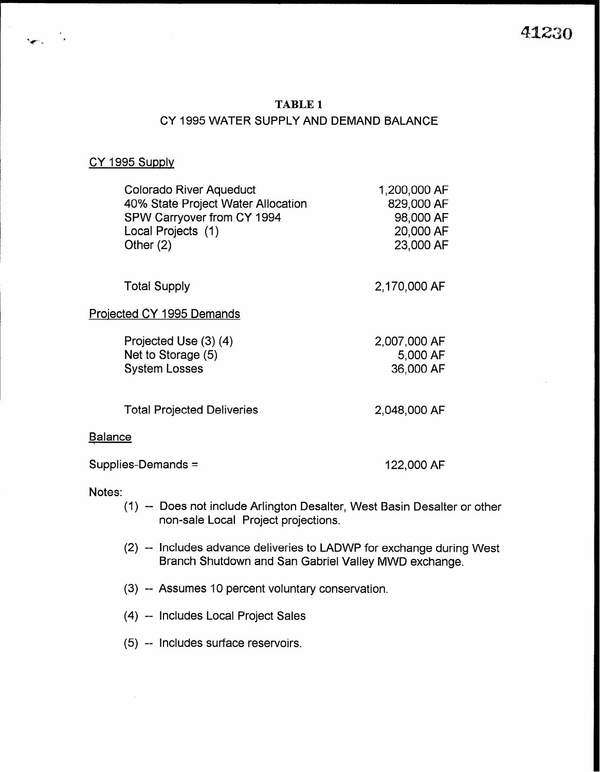# TABLE 1

## CY 1995 WATER SUPPLY AND DEMAND BALANCE

CY 1995 Supply

| | |
|---|---|
| Colorado River Aqueduct | 1,200,000 AF |
| 40% State Project Water Allocation | 829,000 AF |
| SPW Carryover from CY 1994 | 98,000 AF |
| Local Projects (1) | 20,000 AF |
| Other (2) | 23,000 AF |
| Total Supply | 2,170,000 AF |

Projected CY 1995 Demands

| | |
|---|---|
| Projected Use (3) (4) | 2,007,000 AF |
| Net to Storage (5) | 5,000 AF |
| System Losses | 36,000 AF |
| Total Projected Deliveries | 2,048,000 AF |

Balance

Supplies-Demands = 122,000 AF

Notes:

(1) -- Does not include Arlington Desalter, West Basin Desalter or other non-sale Local Project projections.

(2) -- Includes advance deliveries to LADWP for exchange during West Branch Shutdown and San Gabriel Valley MWD exchange.

(3) -- Assumes 10 percent voluntary conservation.

(4) -- Includes Local Project Sales

(5) -- Includes surface reservoirs.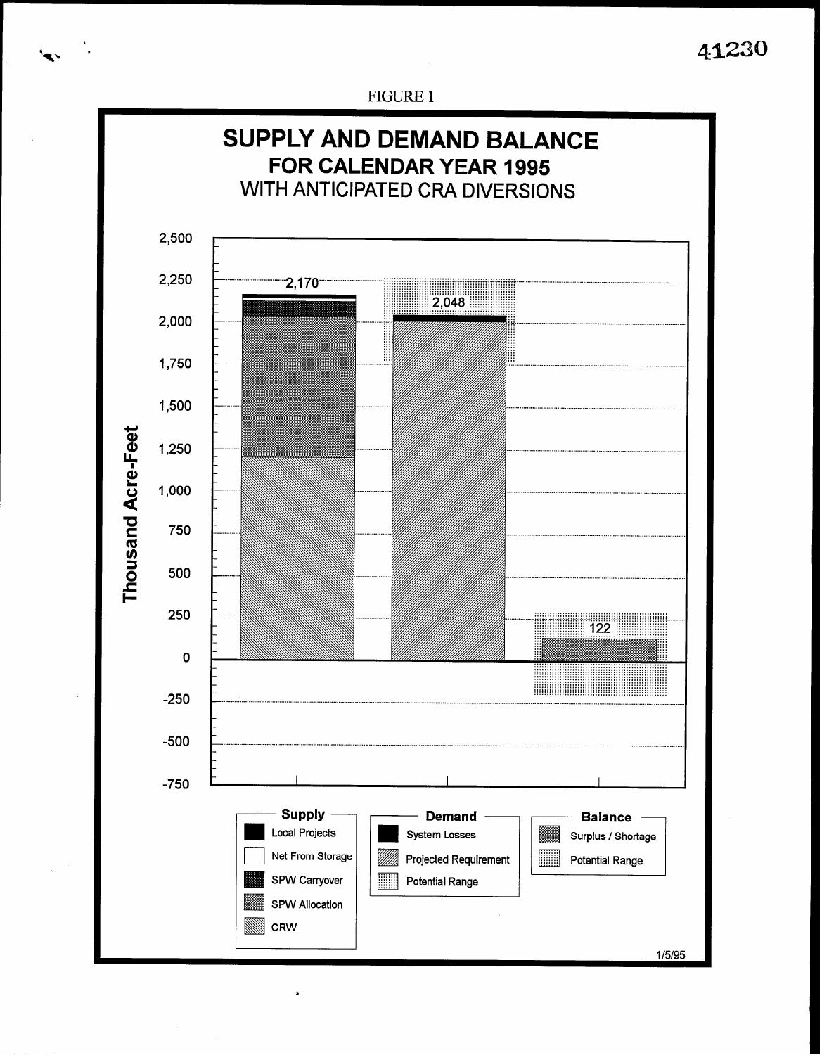FIGURE 1

# SUPPLY AND DEMAND BALANCE

## FOR CALENDAR YEAR 1995

### WITH ANTICIPATED CRA DIVERSIONS

Thousand Acre-Feet

2,500
2,250
2,000
1,750
1,500
1,250
1,000
750
500
250
0
-250
-500
-750

2,170

2,048

122

**Supply**
- Local Projects
- Net From Storage
- SPW Carryover
- SPW Allocation
- CRW

**Demand**
- System Losses
- Projected Requirement
- Potential Range

**Balance**
- Surplus / Shortage
- Potential Range

1/5/95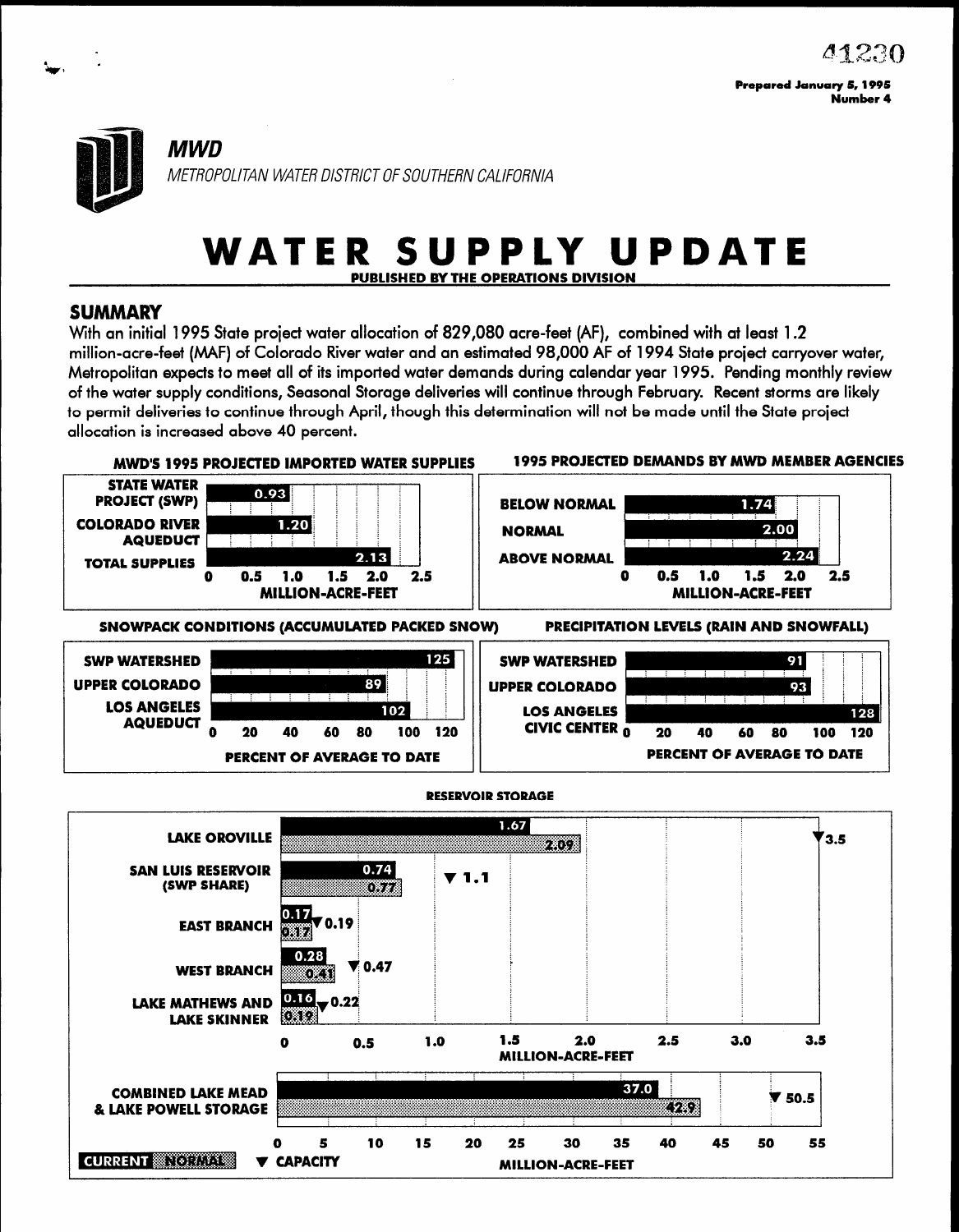41230

**Prepared January 5, 1995**
**Number 4**

## *MWD*

*METROPOLITAN WATER DISTRICT OF SOUTHERN CALIFORNIA*

# WATER SUPPLY UPDATE

**PUBLISHED BY THE OPERATIONS DIVISION**

## SUMMARY

With an initial 1995 State project water allocation of 829,080 acre-feet (AF), combined with at least 1.2 million-acre-feet (MAF) of Colorado River water and an estimated 98,000 AF of 1994 State project carryover water, Metropolitan expects to meet all of its imported water demands during calendar year 1995. Pending monthly review of the water supply conditions, Seasonal Storage deliveries will continue through February. Recent storms are likely to permit deliveries to continue through April, though this determination will not be made until the State project allocation is increased above 40 percent.

### MWD'S 1995 PROJECTED IMPORTED WATER SUPPLIES

| Source | Million-Acre-Feet |
|---|---|
| STATE WATER PROJECT (SWP) | 0.93 |
| COLORADO RIVER AQUEDUCT | 1.20 |
| TOTAL SUPPLIES | 2.13 |

### 1995 PROJECTED DEMANDS BY MWD MEMBER AGENCIES

| Condition | Million-Acre-Feet |
|---|---|
| BELOW NORMAL | 1.74 |
| NORMAL | 2.00 |
| ABOVE NORMAL | 2.24 |

### SNOWPACK CONDITIONS (ACCUMULATED PACKED SNOW)

| Location | Percent of Average to Date |
|---|---|
| SWP WATERSHED | 125 |
| UPPER COLORADO | 89 |
| LOS ANGELES AQUEDUCT | 102 |

### PRECIPITATION LEVELS (RAIN AND SNOWFALL)

| Location | Percent of Average to Date |
|---|---|
| SWP WATERSHED | 91 |
| UPPER COLORADO | 93 |
| LOS ANGELES CIVIC CENTER | 128 |

### RESERVOIR STORAGE

| Reservoir | Current (MAF) | Normal (MAF) | Capacity (MAF) |
|---|---|---|---|
| LAKE OROVILLE | 1.67 | 2.09 | 3.5 |
| SAN LUIS RESERVOIR (SWP SHARE) | 0.74 | 0.77 | 1.1 |
| EAST BRANCH | 0.17 | 0.17 | 0.19 |
| WEST BRANCH | 0.28 | 0.41 | 0.47 |
| LAKE MATHEWS AND LAKE SKINNER | 0.16 | 0.19 | 0.22 |
| COMBINED LAKE MEAD & LAKE POWELL STORAGE | 37.0 | 42.9 | 50.5 |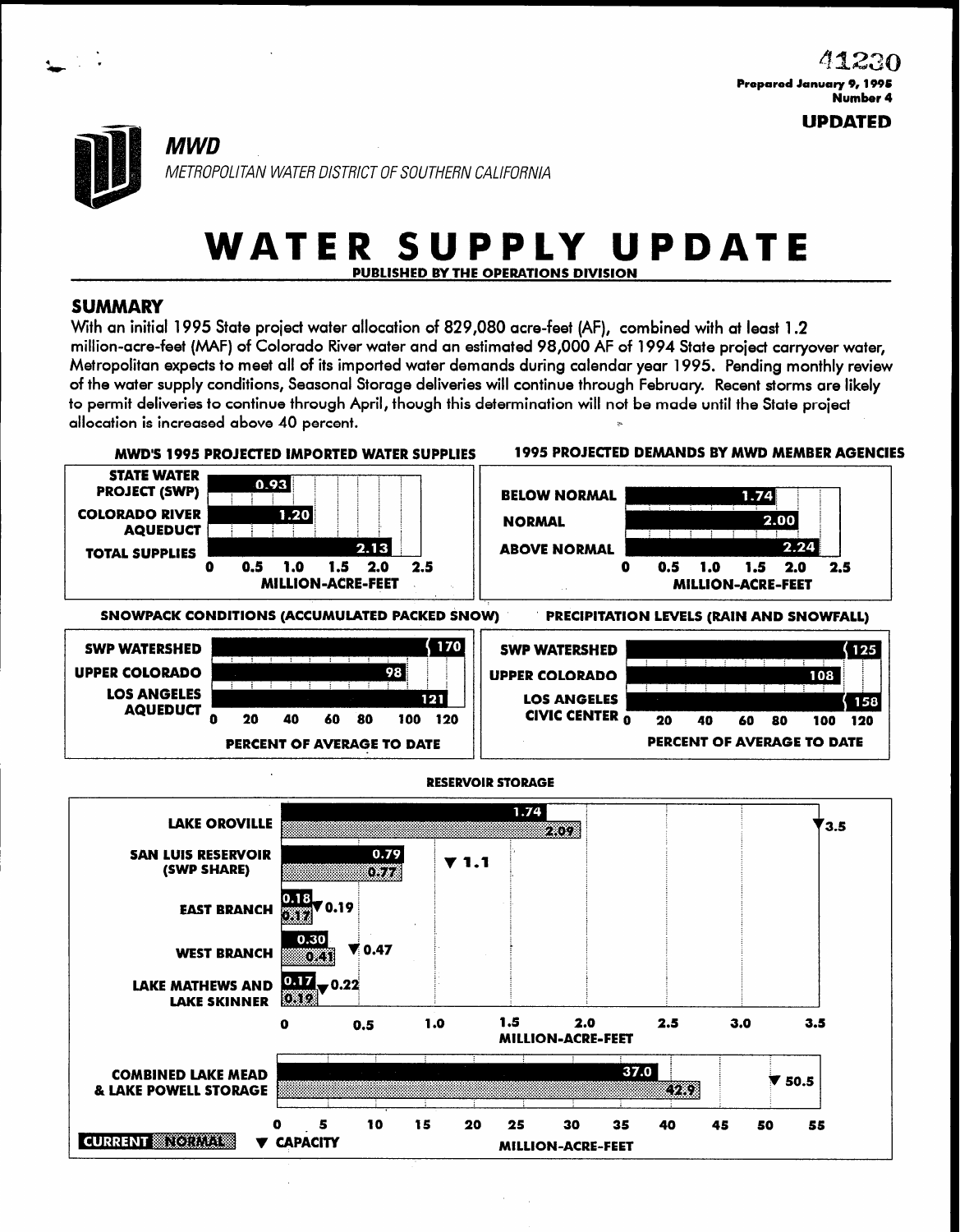41230

**Prepared January 9, 1995**
**Number 4**

**UPDATED**

*MWD*

*METROPOLITAN WATER DISTRICT OF SOUTHERN CALIFORNIA*

# WATER SUPPLY UPDATE

**PUBLISHED BY THE OPERATIONS DIVISION**

## SUMMARY

With an initial 1995 State project water allocation of 829,080 acre-feet (AF), combined with at least 1.2 million-acre-feet (MAF) of Colorado River water and an estimated 98,000 AF of 1994 State project carryover water, Metropolitan expects to meet all of its imported water demands during calendar year 1995. Pending monthly review of the water supply conditions, Seasonal Storage deliveries will continue through February. Recent storms are likely to permit deliveries to continue through April, though this determination will not be made until the State project allocation is increased above 40 percent.

**MWD'S 1995 PROJECTED IMPORTED WATER SUPPLIES**

STATE WATER PROJECT (SWP) 0.93
COLORADO RIVER AQUEDUCT 1.20
TOTAL SUPPLIES 2.13
0 0.5 1.0 1.5 2.0 2.5
MILLION-ACRE-FEET

**1995 PROJECTED DEMANDS BY MWD MEMBER AGENCIES**

BELOW NORMAL 1.74
NORMAL 2.00
ABOVE NORMAL 2.24
0 0.5 1.0 1.5 2.0 2.5
MILLION-ACRE-FEET

**SNOWPACK CONDITIONS (ACCUMULATED PACKED SNOW)**

SWP WATERSHED 170
UPPER COLORADO 98
LOS ANGELES AQUEDUCT 121
0 20 40 60 80 100 120
PERCENT OF AVERAGE TO DATE

**PRECIPITATION LEVELS (RAIN AND SNOWFALL)**

SWP WATERSHED 125
UPPER COLORADO 108
LOS ANGELES CIVIC CENTER 158
0 20 40 60 80 100 120
PERCENT OF AVERAGE TO DATE

**RESERVOIR STORAGE**

LAKE OROVILLE 1.74 2.09 3.5
SAN LUIS RESERVOIR (SWP SHARE) 0.79 0.77 1.1
EAST BRANCH 0.18 0.17 0.19
WEST BRANCH 0.30 0.41 0.47
LAKE MATHEWS AND LAKE SKINNER 0.17 0.19 0.22
0 0.5 1.0 1.5 2.0 2.5 3.0 3.5
MILLION-ACRE-FEET

COMBINED LAKE MEAD & LAKE POWELL STORAGE 37.0 42.9 50.5
0 5 10 15 20 25 30 35 40 45 50 55
MILLION-ACRE-FEET

CURRENT NORMAL ▼ CAPACITY